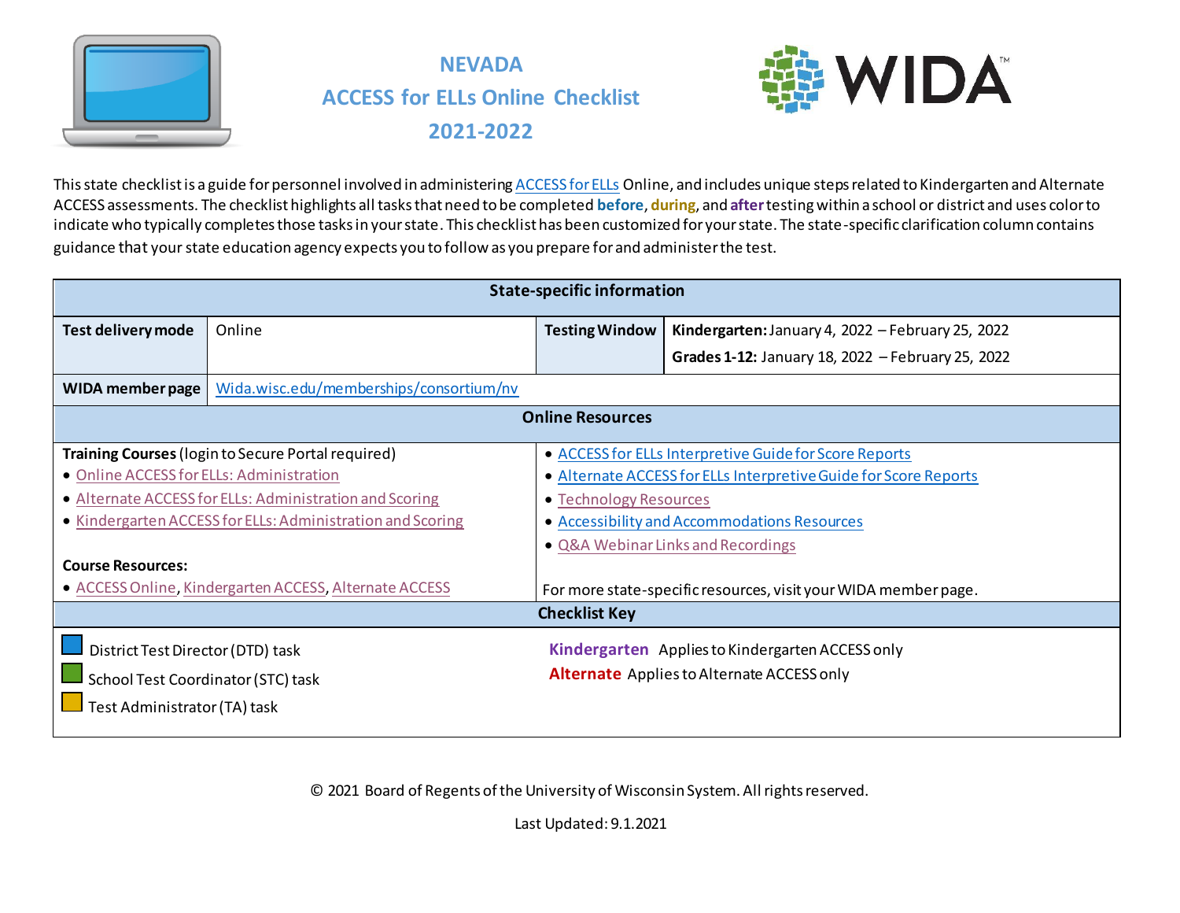# NEVADA
# ACCESS for ELLs Online Checklist
# 2021-2022

This state checklist is a guide for personnel involved in administering ACCESS for ELLs Online, and includes unique steps related to Kindergarten and Alternate ACCESS assessments. The checklist highlights all tasks that need to be completed **before**, **during**, and **after** testing within a school or district and uses color to indicate who typically completes those tasks in your state. This checklist has been customized for your state. The state-specific clarification column contains guidance that your state education agency expects you to follow as you prepare for and administer the test.

| State-specific information | | | |
|---|---|---|---|
| **Test delivery mode** | Online | **Testing Window** | **Kindergarten:** January 4, 2022 – February 25, 2022<br>**Grades 1-12:** January 18, 2022 – February 25, 2022 |
| **WIDA member page** | Wida.wisc.edu/memberships/consortium/nv | | |

| Online Resources | |
|---|---|
| **Training Courses** (login to Secure Portal required)<br>• Online ACCESS for ELLs: Administration<br>• Alternate ACCESS for ELLs: Administration and Scoring<br>• Kindergarten ACCESS for ELLs: Administration and Scoring<br><br>**Course Resources:**<br>• ACCESS Online, Kindergarten ACCESS, Alternate ACCESS | • ACCESS for ELLs Interpretive Guide for Score Reports<br>• Alternate ACCESS for ELLs Interpretive Guide for Score Reports<br>• Technology Resources<br>• Accessibility and Accommodations Resources<br>• Q&A Webinar Links and Recordings<br><br>For more state-specific resources, visit your WIDA member page. |

| Checklist Key | |
|---|---|
| District Test Director (DTD) task | **Kindergarten** Applies to Kindergarten ACCESS only |
| School Test Coordinator (STC) task | **Alternate** Applies to Alternate ACCESS only |
| Test Administrator (TA) task | |

© 2021 Board of Regents of the University of Wisconsin System. All rights reserved.

Last Updated: 9.1.2021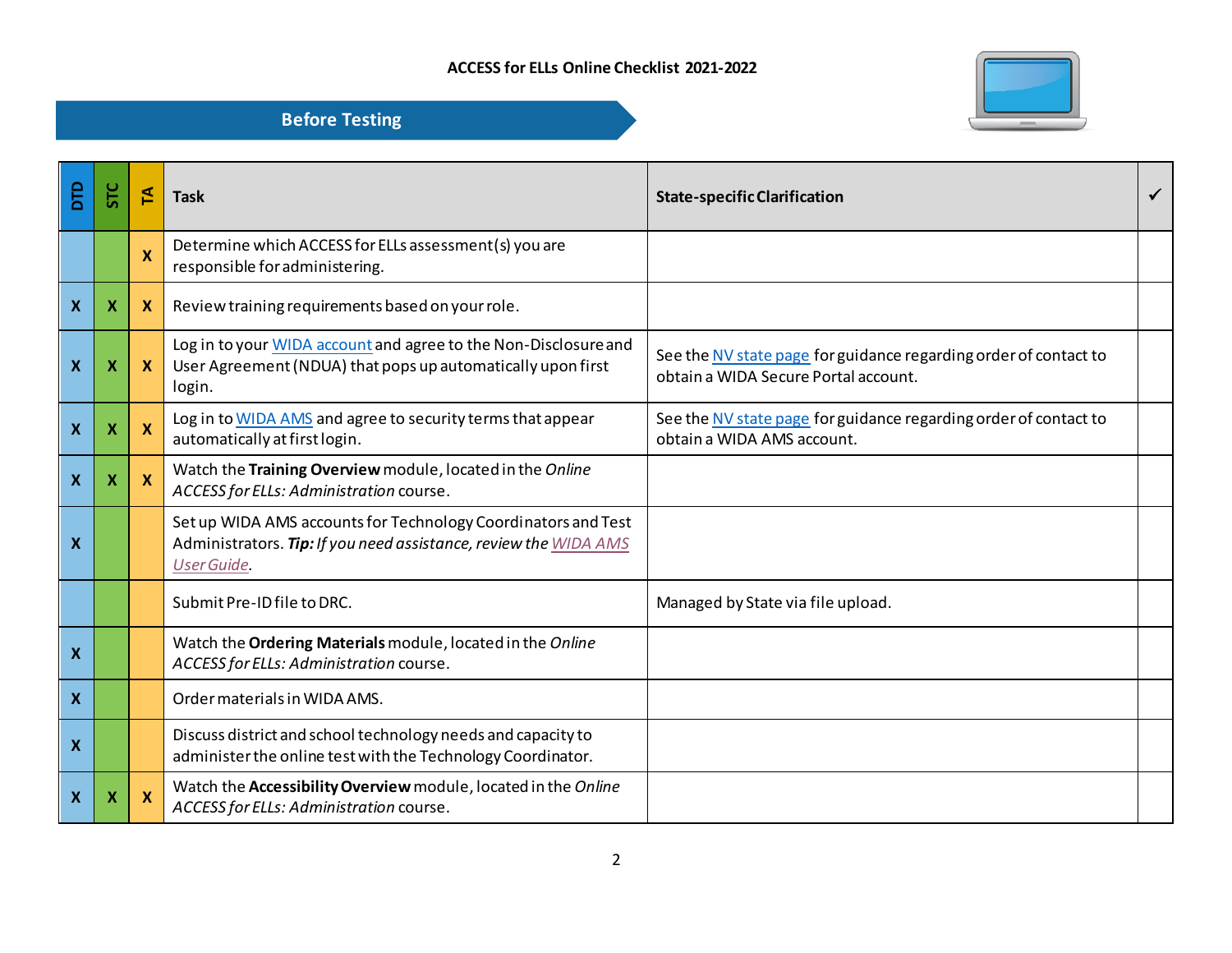# ACCESS for ELLs Online Checklist 2021-2022

## Before Testing

| DTD | STC | TA | Task | State-specific Clarification | ✓ |
|---|---|---|---|---|---|
| | | X | Determine which ACCESS for ELLs assessment(s) you are responsible for administering. | | |
| X | X | X | Review training requirements based on your role. | | |
| X | X | X | Log in to your WIDA account and agree to the Non-Disclosure and User Agreement (NDUA) that pops up automatically upon first login. | See the NV state page for guidance regarding order of contact to obtain a WIDA Secure Portal account. | |
| X | X | X | Log in to WIDA AMS and agree to security terms that appear automatically at first login. | See the NV state page for guidance regarding order of contact to obtain a WIDA AMS account. | |
| X | X | X | Watch the **Training Overview** module, located in the *Online ACCESS for ELLs: Administration* course. | | |
| X | | | Set up WIDA AMS accounts for Technology Coordinators and Test Administrators. ***Tip:*** *If you need assistance, review the WIDA AMS User Guide.* | | |
| | | | Submit Pre-ID file to DRC. | Managed by State via file upload. | |
| X | | | Watch the **Ordering Materials** module, located in the *Online ACCESS for ELLs: Administration* course. | | |
| X | | | Order materials in WIDA AMS. | | |
| X | | | Discuss district and school technology needs and capacity to administer the online test with the Technology Coordinator. | | |
| X | X | X | Watch the **Accessibility Overview** module, located in the *Online ACCESS for ELLs: Administration* course. | | |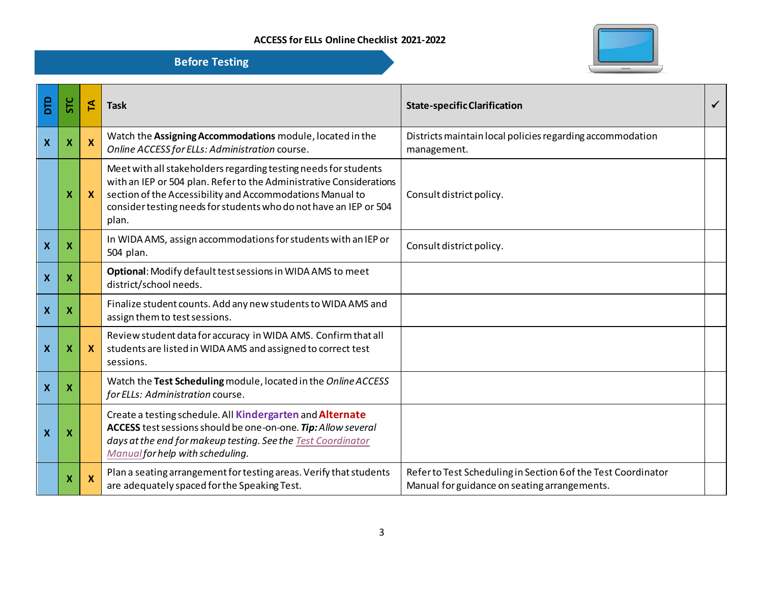ACCESS for ELLs Online Checklist 2021-2022

## Before Testing

| DTD | STC | TA | Task | State-specific Clarification | ✓ |
|---|---|---|---|---|---|
| X | X | X | Watch the **Assigning Accommodations** module, located in the *Online ACCESS for ELLs: Administration* course. | Districts maintain local policies regarding accommodation management. | |
| | X | X | Meet with all stakeholders regarding testing needs for students with an IEP or 504 plan. Refer to the Administrative Considerations section of the Accessibility and Accommodations Manual to consider testing needs for students who do not have an IEP or 504 plan. | Consult district policy. | |
| X | X | | In WIDA AMS, assign accommodations for students with an IEP or 504 plan. | Consult district policy. | |
| X | X | | **Optional**: Modify default test sessions in WIDA AMS to meet district/school needs. | | |
| X | X | | Finalize student counts. Add any new students to WIDA AMS and assign them to test sessions. | | |
| X | X | X | Review student data for accuracy in WIDA AMS. Confirm that all students are listed in WIDA AMS and assigned to correct test sessions. | | |
| X | X | | Watch the **Test Scheduling** module, located in the *Online ACCESS for ELLs: Administration* course. | | |
| X | X | | Create a testing schedule. All **Kindergarten** and **Alternate ACCESS** test sessions should be one-on-one. ***Tip:*** *Allow several days at the end for makeup testing. See the Test Coordinator Manual for help with scheduling.* | | |
| | X | X | Plan a seating arrangement for testing areas. Verify that students are adequately spaced for the Speaking Test. | Refer to Test Scheduling in Section 6 of the Test Coordinator Manual for guidance on seating arrangements. | |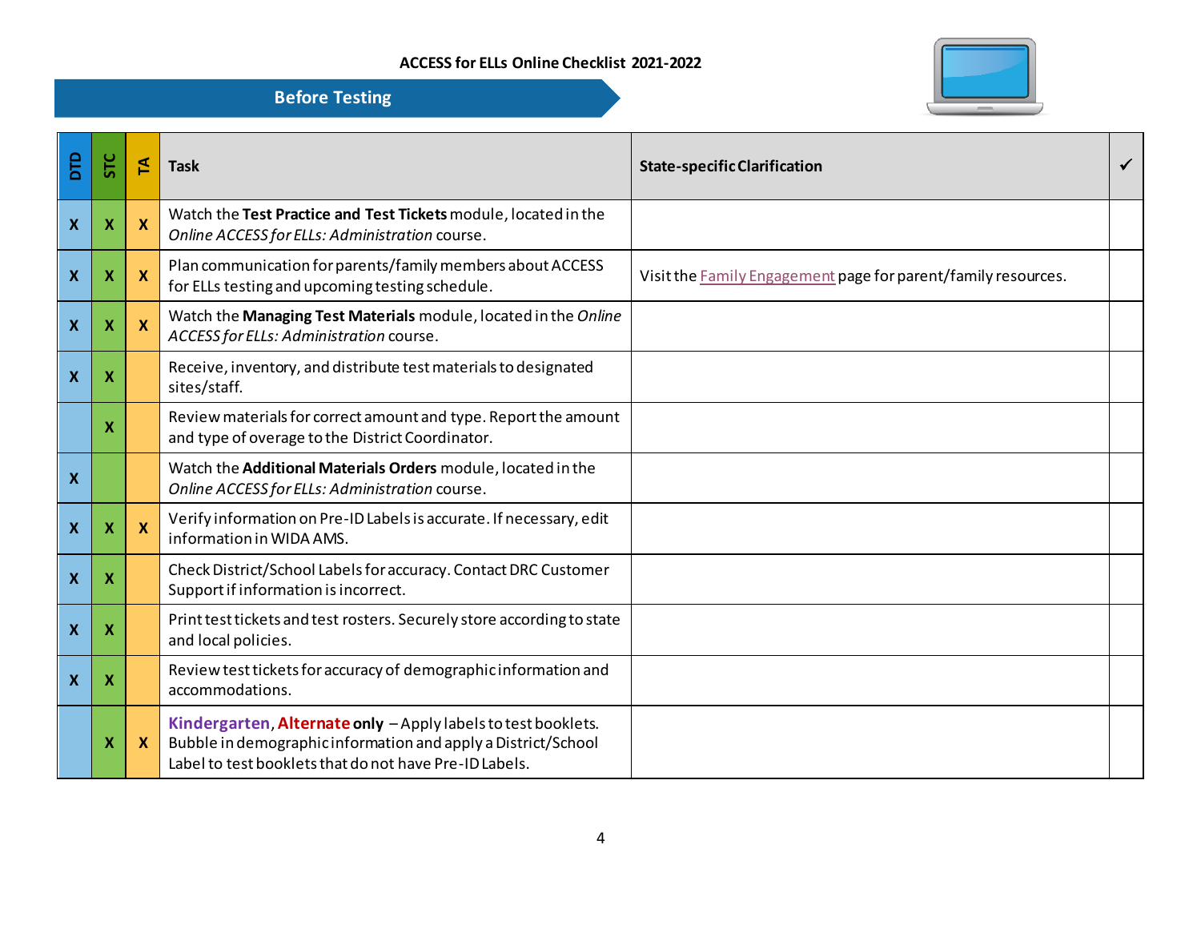ACCESS for ELLs Online Checklist 2021-2022

## Before Testing

| DTD | STC | TA | Task | State-specific Clarification | ✓ |
|---|---|---|---|---|---|
| X | X | X | Watch the **Test Practice and Test Tickets** module, located in the *Online ACCESS for ELLs: Administration* course. | | |
| X | X | X | Plan communication for parents/family members about ACCESS for ELLs testing and upcoming testing schedule. | Visit the Family Engagement page for parent/family resources. | |
| X | X | X | Watch the **Managing Test Materials** module, located in the *Online ACCESS for ELLs: Administration* course. | | |
| X | X | | Receive, inventory, and distribute test materials to designated sites/staff. | | |
| | X | | Review materials for correct amount and type. Report the amount and type of overage to the District Coordinator. | | |
| X | | | Watch the **Additional Materials Orders** module, located in the *Online ACCESS for ELLs: Administration* course. | | |
| X | X | X | Verify information on Pre-ID Labels is accurate. If necessary, edit information in WIDA AMS. | | |
| X | X | | Check District/School Labels for accuracy. Contact DRC Customer Support if information is incorrect. | | |
| X | X | | Print test tickets and test rosters. Securely store according to state and local policies. | | |
| X | X | | Review test tickets for accuracy of demographic information and accommodations. | | |
| | X | X | **Kindergarten**, **Alternate only** – Apply labels to test booklets. Bubble in demographic information and apply a District/School Label to test booklets that do not have Pre-ID Labels. | | |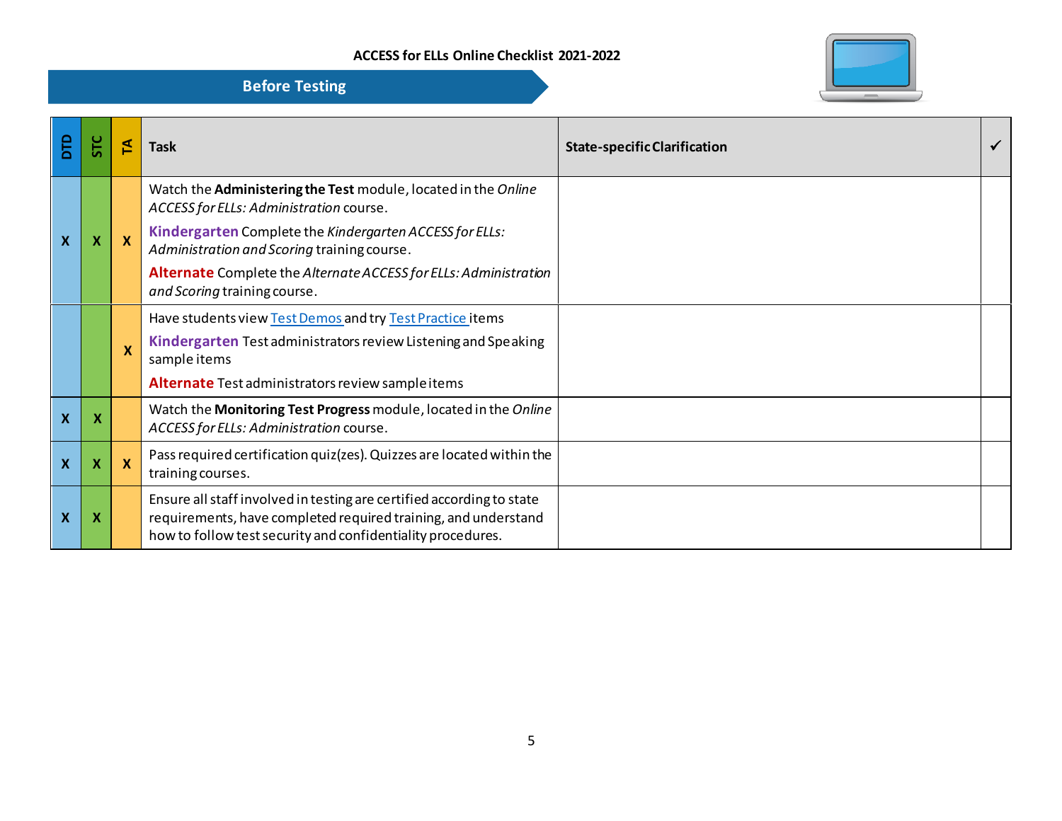ACCESS for ELLs Online Checklist 2021-2022

## Before Testing

| DTD | STC | TA | Task | State-specific Clarification | ✓ |
|---|---|---|---|---|---|
| X | X | X | Watch the **Administering the Test** module, located in the *Online ACCESS for ELLs: Administration* course.<br>**Kindergarten** Complete the *Kindergarten ACCESS for ELLs: Administration and Scoring* training course.<br>**Alternate** Complete the *Alternate ACCESS for ELLs: Administration and Scoring* training course. | | |
| | | X | Have students view Test Demos and try Test Practice items<br>**Kindergarten** Test administrators review Listening and Speaking sample items<br>**Alternate** Test administrators review sample items | | |
| X | X | | Watch the **Monitoring Test Progress** module, located in the *Online ACCESS for ELLs: Administration* course. | | |
| X | X | X | Pass required certification quiz(zes). Quizzes are located within the training courses. | | |
| X | X | | Ensure all staff involved in testing are certified according to state requirements, have completed required training, and understand how to follow test security and confidentiality procedures. | | |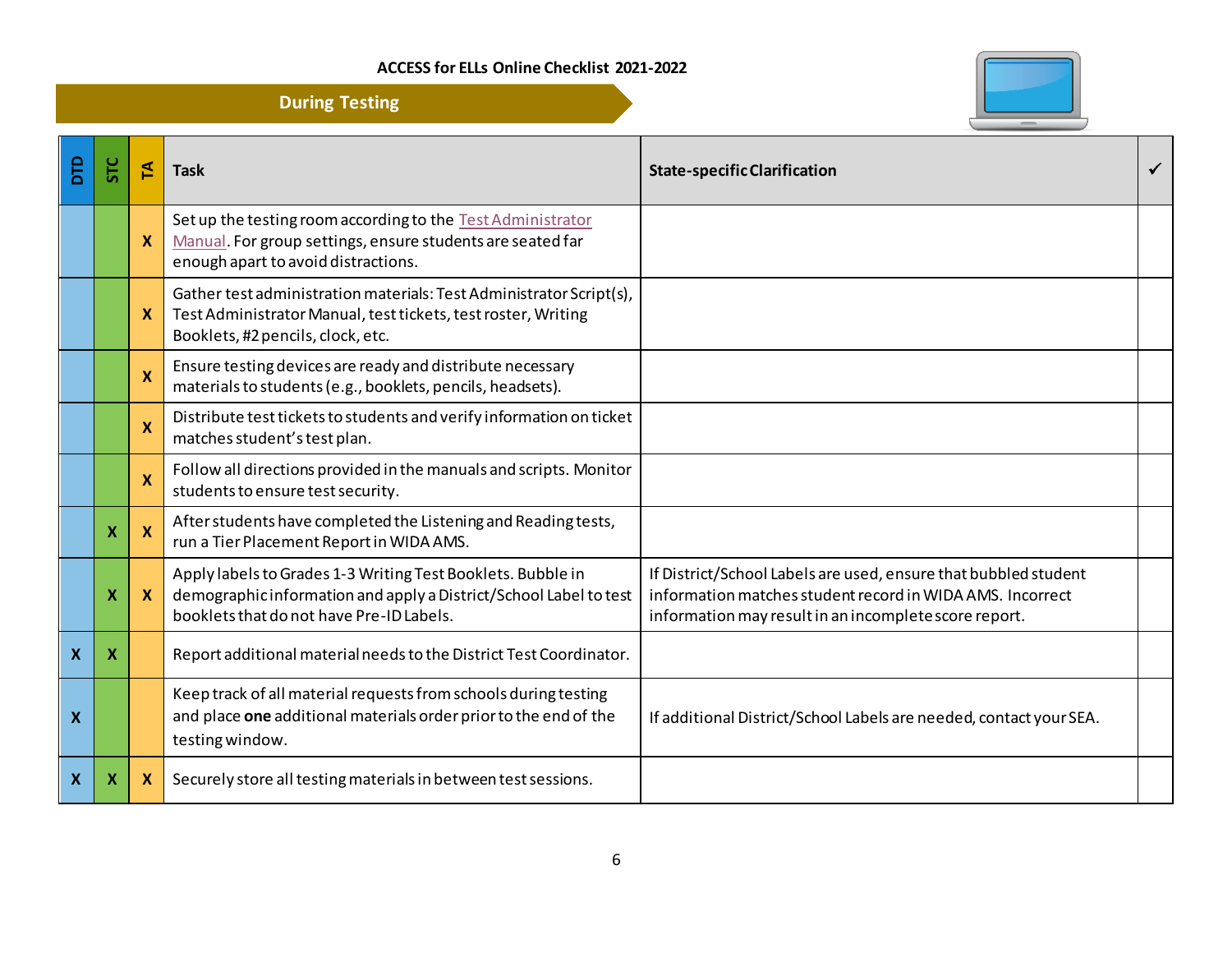ACCESS for ELLs Online Checklist 2021-2022

## During Testing

| DTD | STC | TA | Task | State-specific Clarification | ✓ |
|---|---|---|---|---|---|
| | | X | Set up the testing room according to the Test Administrator Manual. For group settings, ensure students are seated far enough apart to avoid distractions. | | |
| | | X | Gather test administration materials: Test Administrator Script(s), Test Administrator Manual, test tickets, test roster, Writing Booklets, #2 pencils, clock, etc. | | |
| | | X | Ensure testing devices are ready and distribute necessary materials to students (e.g., booklets, pencils, headsets). | | |
| | | X | Distribute test tickets to students and verify information on ticket matches student's test plan. | | |
| | | X | Follow all directions provided in the manuals and scripts. Monitor students to ensure test security. | | |
| | X | X | After students have completed the Listening and Reading tests, run a Tier Placement Report in WIDA AMS. | | |
| | X | X | Apply labels to Grades 1-3 Writing Test Booklets. Bubble in demographic information and apply a District/School Label to test booklets that do not have Pre-ID Labels. | If District/School Labels are used, ensure that bubbled student information matches student record in WIDA AMS. Incorrect information may result in an incomplete score report. | |
| X | X | | Report additional material needs to the District Test Coordinator. | | |
| X | | | Keep track of all material requests from schools during testing and place **one** additional materials order prior to the end of the testing window. | If additional District/School Labels are needed, contact your SEA. | |
| X | X | X | Securely store all testing materials in between test sessions. | | |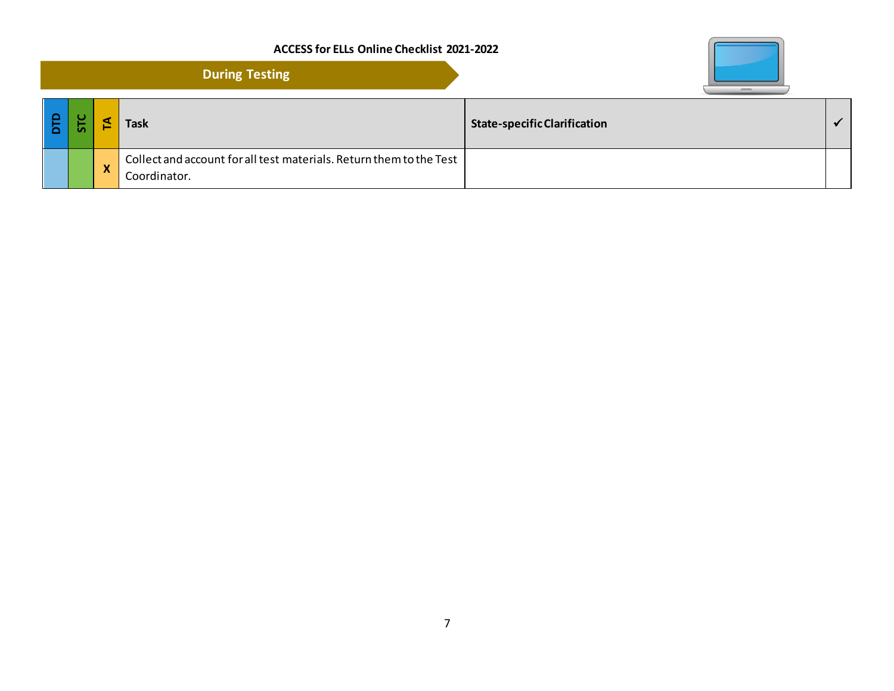# ACCESS for ELLs Online Checklist 2021-2022

## During Testing

| DTD | STC | TA | Task | State-specific Clarification | ✓ |
|---|---|---|---|---|---|
| | | X | Collect and account for all test materials. Return them to the Test Coordinator. | | |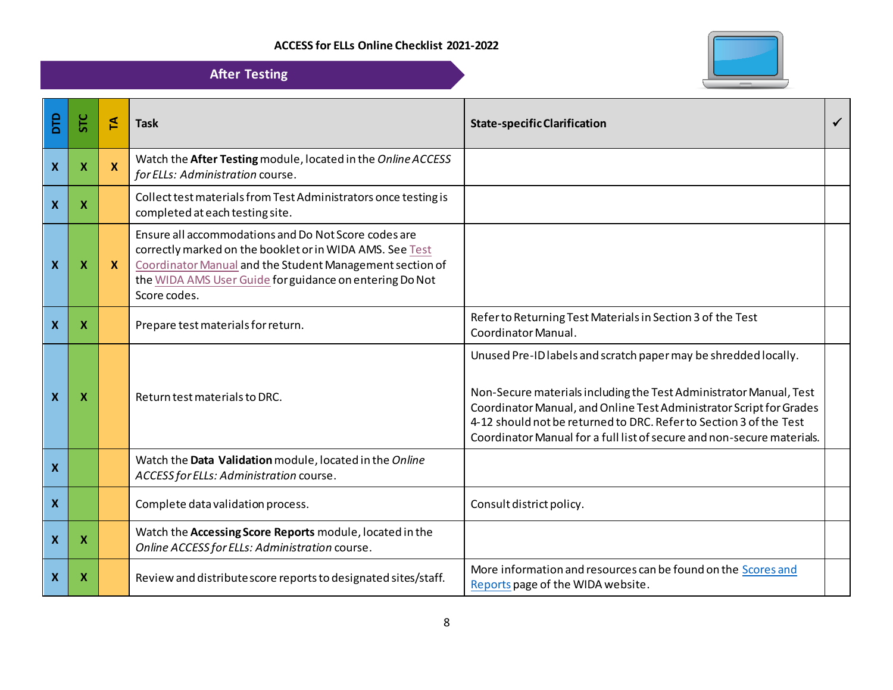ACCESS for ELLs Online Checklist 2021-2022

## After Testing

| DTD | STC | TA | Task | State-specific Clarification | ✓ |
|---|---|---|---|---|---|
| X | X | X | Watch the **After Testing** module, located in the *Online ACCESS for ELLs: Administration* course. | | |
| X | X | | Collect test materials from Test Administrators once testing is completed at each testing site. | | |
| X | X | X | Ensure all accommodations and Do Not Score codes are correctly marked on the booklet or in WIDA AMS. See Test Coordinator Manual and the Student Management section of the WIDA AMS User Guide for guidance on entering Do Not Score codes. | | |
| X | X | | Prepare test materials for return. | Refer to Returning Test Materials in Section 3 of the Test Coordinator Manual. | |
| X | X | | Return test materials to DRC. | Unused Pre-ID labels and scratch paper may be shredded locally.<br><br>Non-Secure materials including the Test Administrator Manual, Test Coordinator Manual, and Online Test Administrator Script for Grades 4-12 should not be returned to DRC. Refer to Section 3 of the Test Coordinator Manual for a full list of secure and non-secure materials. | |
| X | | | Watch the **Data Validation** module, located in the *Online ACCESS for ELLs: Administration* course. | | |
| X | | | Complete data validation process. | Consult district policy. | |
| X | X | | Watch the **Accessing Score Reports** module, located in the *Online ACCESS for ELLs: Administration* course. | | |
| X | X | | Review and distribute score reports to designated sites/staff. | More information and resources can be found on the Scores and Reports page of the WIDA website. | |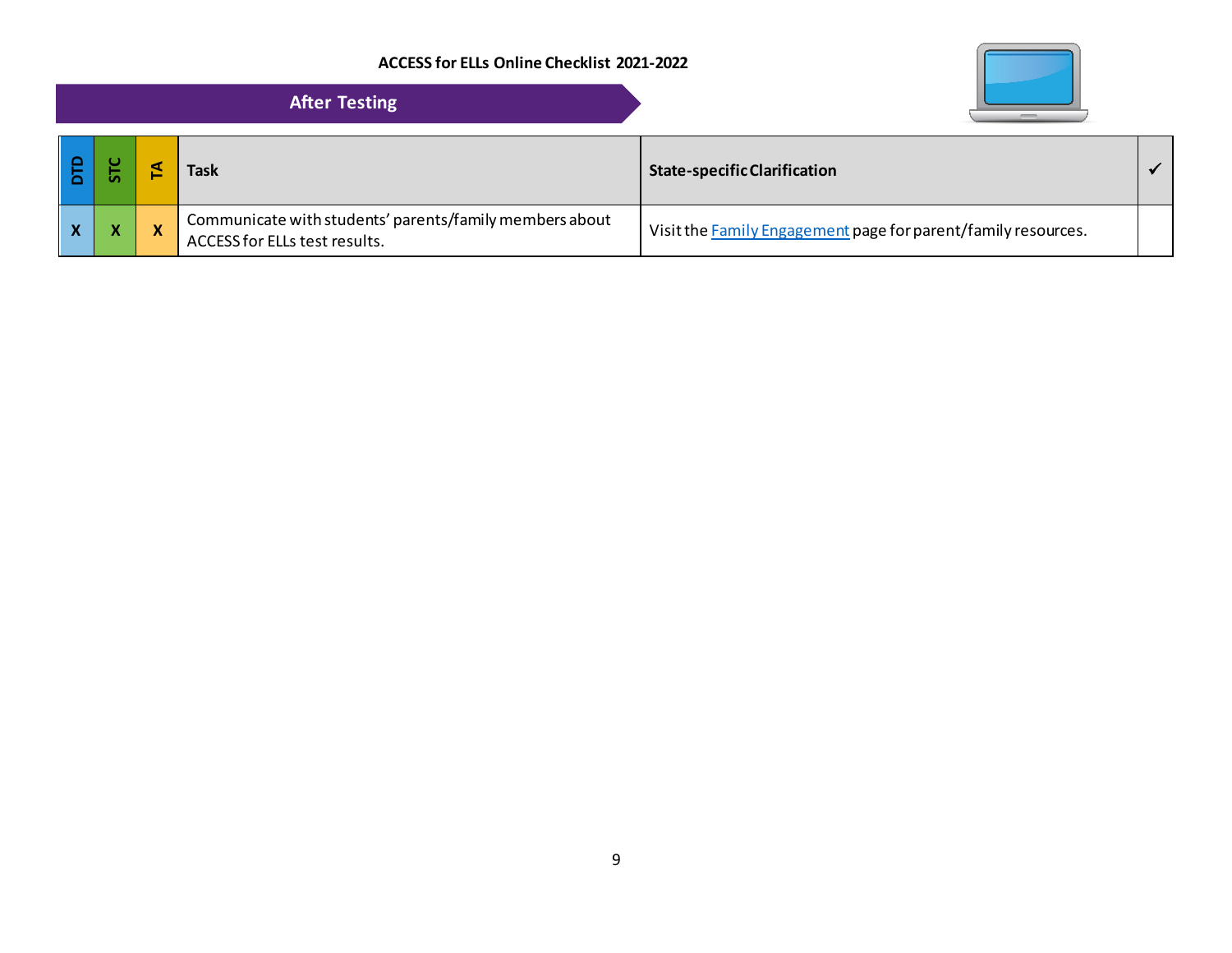ACCESS for ELLs Online Checklist 2021-2022

## After Testing

| DTD | STC | TA | Task | State-specific Clarification | ✓ |
|---|---|---|---|---|---|
| X | X | X | Communicate with students' parents/family members about ACCESS for ELLs test results. | Visit the Family Engagement page for parent/family resources. | |